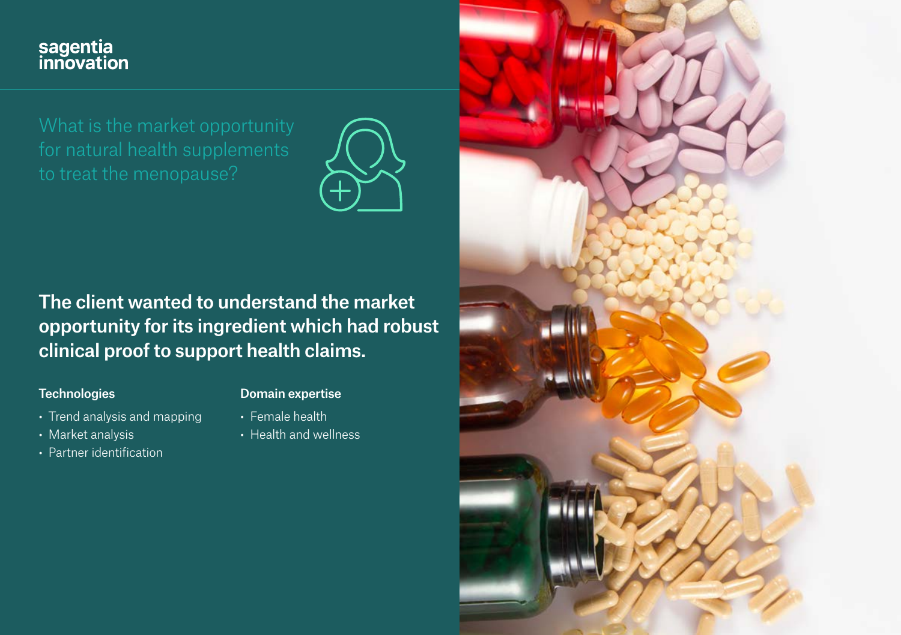sagentia innovation

# What is the market opportunity for natural health supplements to treat the menopause?

## The client wanted to understand the market opportunity for its ingredient which had robust clinical proof to support health claims.

**Technologies**

- Trend analysis and mapping
- Market analysis
- Partner identification

**Domain expertise**

- Female health
- Health and wellness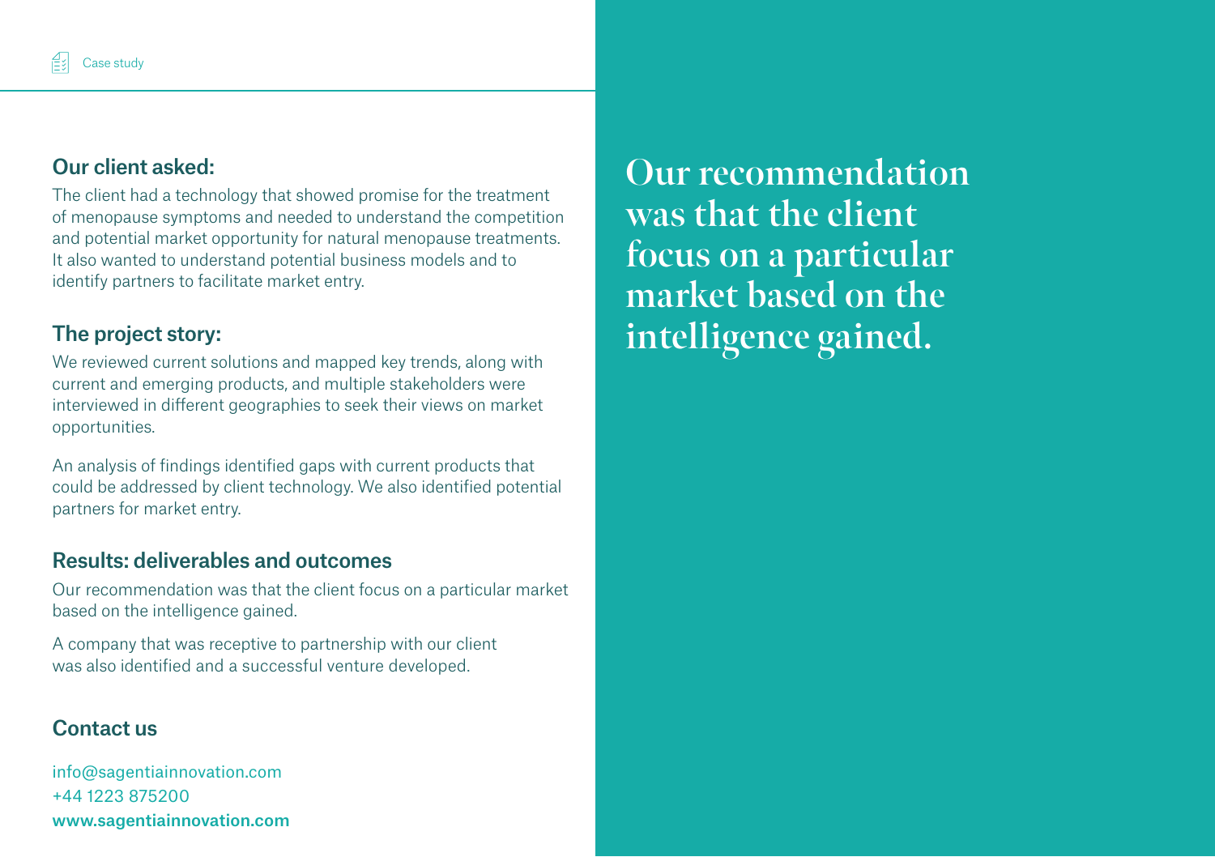## Our client asked:

The client had a technology that showed promise for the treatment of menopause symptoms and needed to understand the competition and potential market opportunity for natural menopause treatments. It also wanted to understand potential business models and to identify partners to facilitate market entry.

## The project story:

We reviewed current solutions and mapped key trends, along with current and emerging products, and multiple stakeholders were interviewed in different geographies to seek their views on market opportunities.

An analysis of findings identified gaps with current products that could be addressed by client technology. We also identified potential partners for market entry.

## Results: deliverables and outcomes

Our recommendation was that the client focus on a particular market based on the intelligence gained.

A company that was receptive to partnership with our client was also identified and a successful venture developed.

## Contact us

info@sagentiainnovation.com
+44 1223 875200
**www.sagentiainnovation.com**

**Our recommendation was that the client focus on a particular market based on the intelligence gained.**